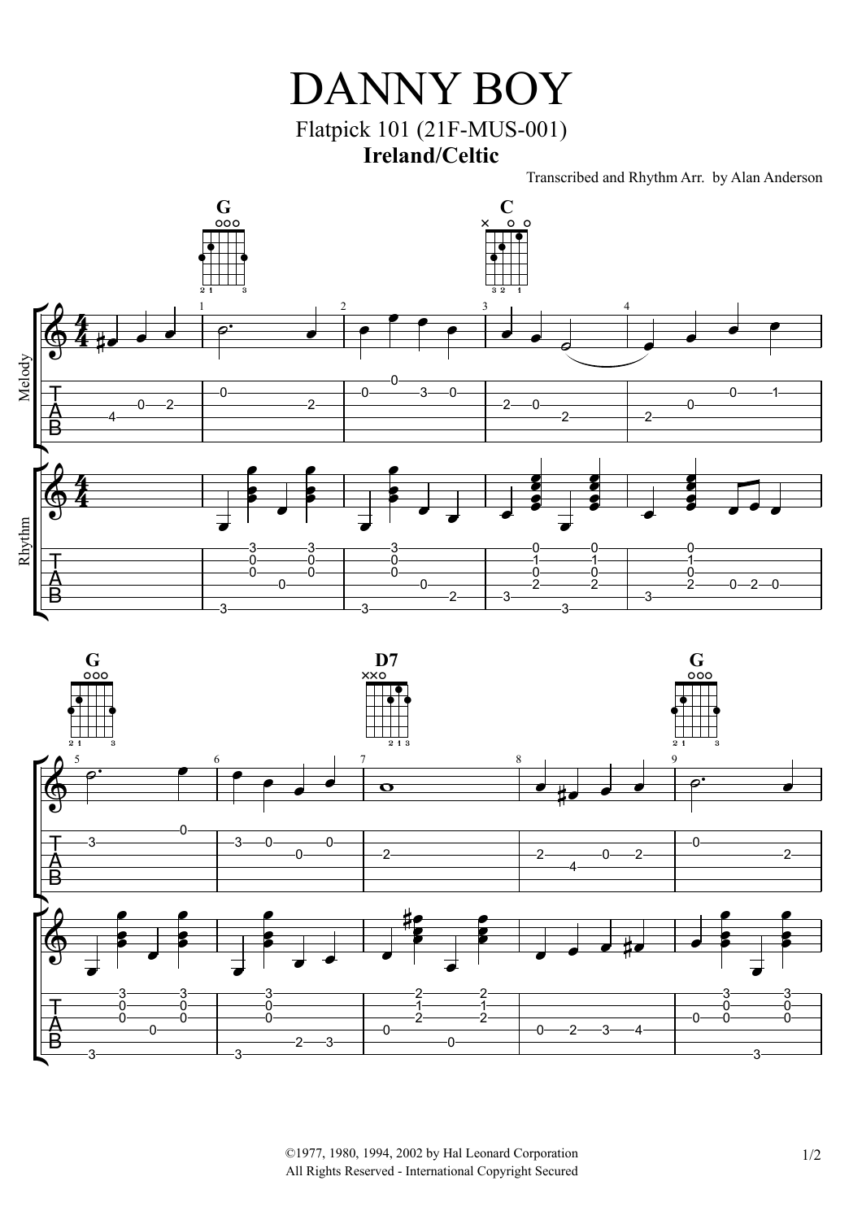# DANNY BOY

Flatpick 101 (21F-MUS-001)

**Ireland/Celtic**

Transcribed and Rhythm Arr. by Alan Anderson

©1977, 1980, 1994, 2002 by Hal Leonard Corporation
All Rights Reserved - International Copyright Secured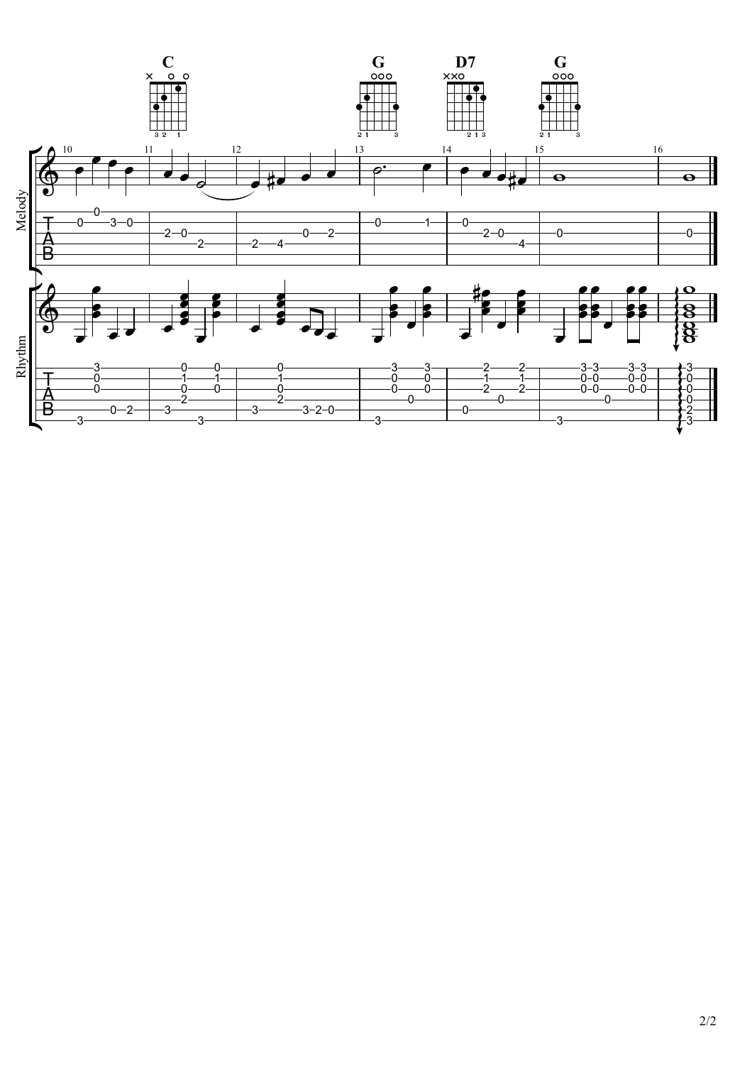C G D7 G

Melody

Rhythm